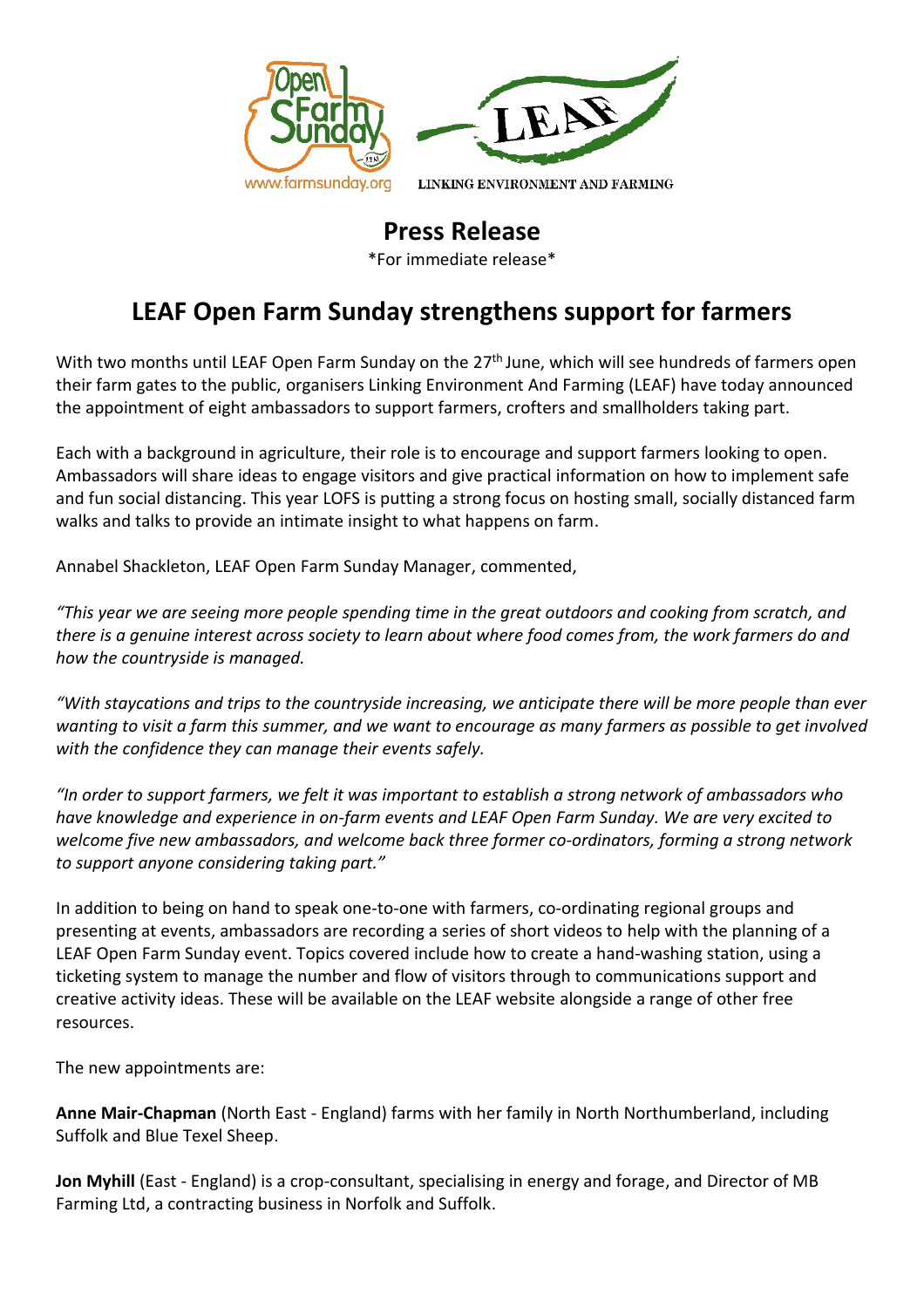www.farmsunday.org

LINKING ENVIRONMENT AND FARMING

## Press Release

*For immediate release*

# LEAF Open Farm Sunday strengthens support for farmers

With two months until LEAF Open Farm Sunday on the 27th June, which will see hundreds of farmers open their farm gates to the public, organisers Linking Environment And Farming (LEAF) have today announced the appointment of eight ambassadors to support farmers, crofters and smallholders taking part.

Each with a background in agriculture, their role is to encourage and support farmers looking to open. Ambassadors will share ideas to engage visitors and give practical information on how to implement safe and fun social distancing. This year LOFS is putting a strong focus on hosting small, socially distanced farm walks and talks to provide an intimate insight to what happens on farm.

Annabel Shackleton, LEAF Open Farm Sunday Manager, commented,

*"This year we are seeing more people spending time in the great outdoors and cooking from scratch, and there is a genuine interest across society to learn about where food comes from, the work farmers do and how the countryside is managed.*

*"With staycations and trips to the countryside increasing, we anticipate there will be more people than ever wanting to visit a farm this summer, and we want to encourage as many farmers as possible to get involved with the confidence they can manage their events safely.*

*"In order to support farmers, we felt it was important to establish a strong network of ambassadors who have knowledge and experience in on-farm events and LEAF Open Farm Sunday. We are very excited to welcome five new ambassadors, and welcome back three former co-ordinators, forming a strong network to support anyone considering taking part."*

In addition to being on hand to speak one-to-one with farmers, co-ordinating regional groups and presenting at events, ambassadors are recording a series of short videos to help with the planning of a LEAF Open Farm Sunday event. Topics covered include how to create a hand-washing station, using a ticketing system to manage the number and flow of visitors through to communications support and creative activity ideas. These will be available on the LEAF website alongside a range of other free resources.

The new appointments are:

**Anne Mair-Chapman** (North East - England) farms with her family in North Northumberland, including Suffolk and Blue Texel Sheep.

**Jon Myhill** (East - England) is a crop-consultant, specialising in energy and forage, and Director of MB Farming Ltd, a contracting business in Norfolk and Suffolk.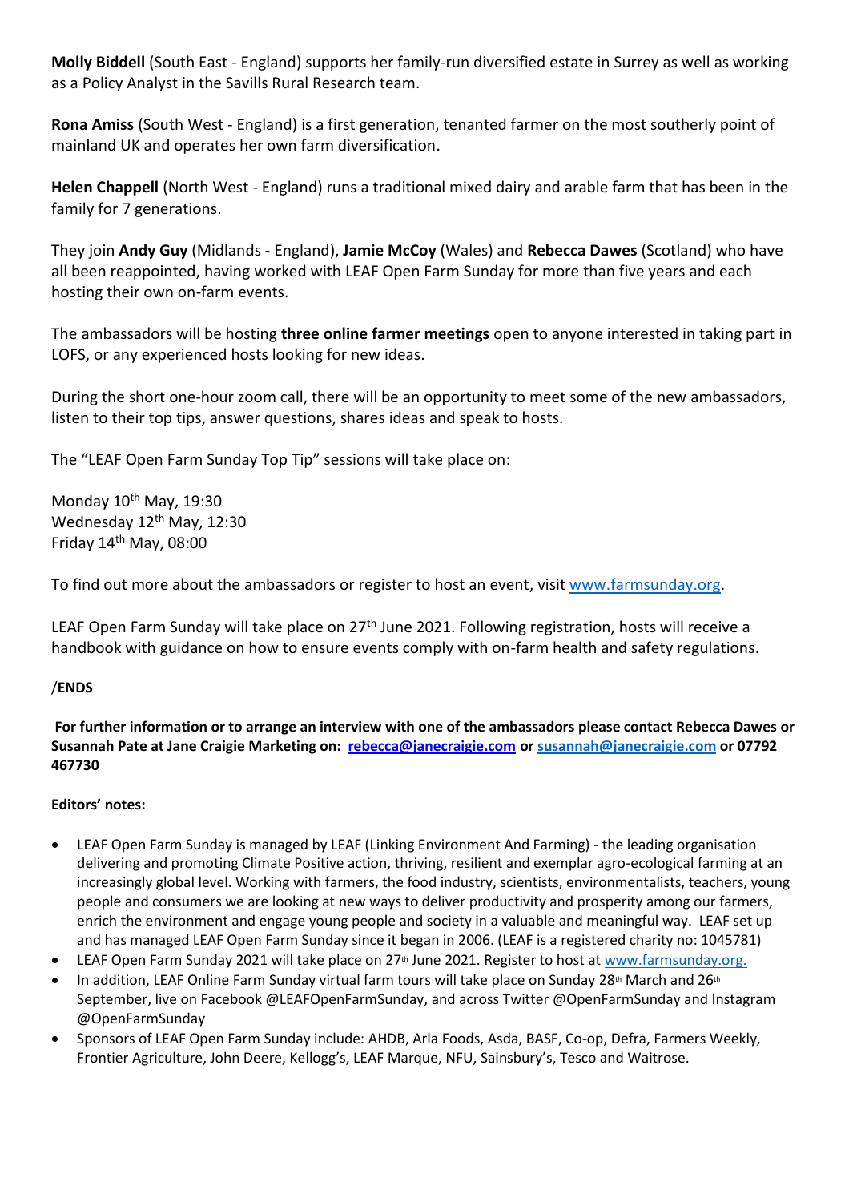**Molly Biddell** (South East - England) supports her family-run diversified estate in Surrey as well as working as a Policy Analyst in the Savills Rural Research team.

**Rona Amiss** (South West - England) is a first generation, tenanted farmer on the most southerly point of mainland UK and operates her own farm diversification.

**Helen Chappell** (North West - England) runs a traditional mixed dairy and arable farm that has been in the family for 7 generations.

They join **Andy Guy** (Midlands - England), **Jamie McCoy** (Wales) and **Rebecca Dawes** (Scotland) who have all been reappointed, having worked with LEAF Open Farm Sunday for more than five years and each hosting their own on-farm events.

The ambassadors will be hosting **three online farmer meetings** open to anyone interested in taking part in LOFS, or any experienced hosts looking for new ideas.

During the short one-hour zoom call, there will be an opportunity to meet some of the new ambassadors, listen to their top tips, answer questions, shares ideas and speak to hosts.

The "LEAF Open Farm Sunday Top Tip" sessions will take place on:

Monday 10th May, 19:30
Wednesday 12th May, 12:30
Friday 14th May, 08:00

To find out more about the ambassadors or register to host an event, visit www.farmsunday.org.

LEAF Open Farm Sunday will take place on 27th June 2021. Following registration, hosts will receive a handbook with guidance on how to ensure events comply with on-farm health and safety regulations.

/**ENDS**

**For further information or to arrange an interview with one of the ambassadors please contact Rebecca Dawes or Susannah Pate at Jane Craigie Marketing on: rebecca@janecraigie.com or susannah@janecraigie.com or 07792 467730**

**Editors' notes:**

- LEAF Open Farm Sunday is managed by LEAF (Linking Environment And Farming) - the leading organisation delivering and promoting Climate Positive action, thriving, resilient and exemplar agro-ecological farming at an increasingly global level. Working with farmers, the food industry, scientists, environmentalists, teachers, young people and consumers we are looking at new ways to deliver productivity and prosperity among our farmers, enrich the environment and engage young people and society in a valuable and meaningful way. LEAF set up and has managed LEAF Open Farm Sunday since it began in 2006. (LEAF is a registered charity no: 1045781)
- LEAF Open Farm Sunday 2021 will take place on 27th June 2021. Register to host at www.farmsunday.org.
- In addition, LEAF Online Farm Sunday virtual farm tours will take place on Sunday 28th March and 26th September, live on Facebook @LEAFOpenFarmSunday, and across Twitter @OpenFarmSunday and Instagram @OpenFarmSunday
- Sponsors of LEAF Open Farm Sunday include: AHDB, Arla Foods, Asda, BASF, Co-op, Defra, Farmers Weekly, Frontier Agriculture, John Deere, Kellogg's, LEAF Marque, NFU, Sainsbury's, Tesco and Waitrose.